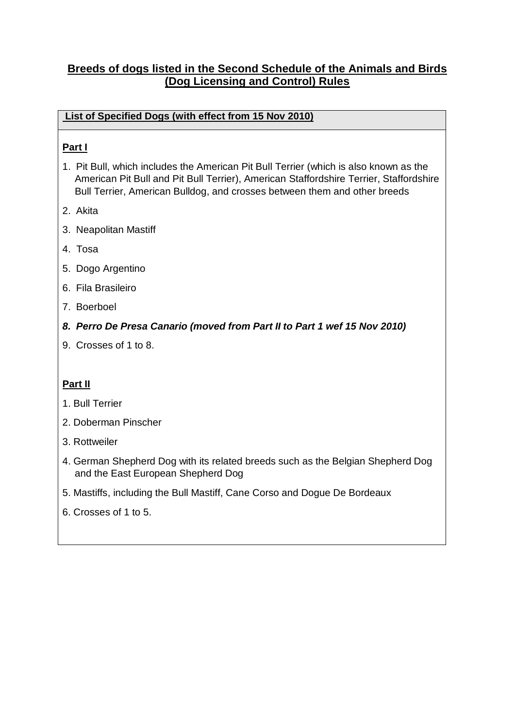# **Breeds of dogs listed in the Second Schedule of the Animals and Birds (Dog Licensing and Control) Rules**

**List of Specified Dogs (with effect from 15 Nov 2010)**

**Part I**

1. Pit Bull, which includes the American Pit Bull Terrier (which is also known as the American Pit Bull and Pit Bull Terrier), American Staffordshire Terrier, Staffordshire Bull Terrier, American Bulldog, and crosses between them and other breeds
2. Akita
3. Neapolitan Mastiff
4. Tosa
5. Dogo Argentino
6. Fila Brasileiro
7. Boerboel
8. ***Perro De Presa Canario (moved from Part II to Part 1 wef 15 Nov 2010)***
9. Crosses of 1 to 8.

**Part II**

1. Bull Terrier
2. Doberman Pinscher
3. Rottweiler
4. German Shepherd Dog with its related breeds such as the Belgian Shepherd Dog and the East European Shepherd Dog
5. Mastiffs, including the Bull Mastiff, Cane Corso and Dogue De Bordeaux
6. Crosses of 1 to 5.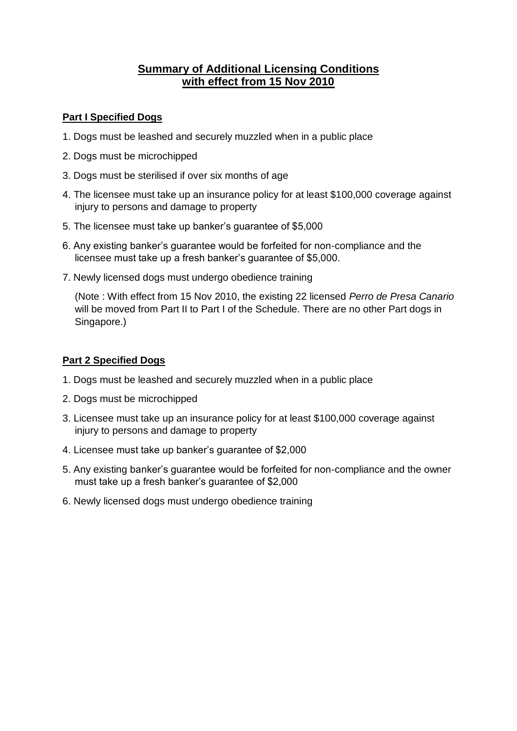## Summary of Additional Licensing Conditions with effect from 15 Nov 2010

### Part I Specified Dogs

1. Dogs must be leashed and securely muzzled when in a public place
2. Dogs must be microchipped
3. Dogs must be sterilised if over six months of age
4. The licensee must take up an insurance policy for at least $100,000 coverage against injury to persons and damage to property
5. The licensee must take up banker's guarantee of $5,000
6. Any existing banker's guarantee would be forfeited for non-compliance and the licensee must take up a fresh banker's guarantee of $5,000.
7. Newly licensed dogs must undergo obedience training

   (Note : With effect from 15 Nov 2010, the existing 22 licensed *Perro de Presa Canario* will be moved from Part II to Part I of the Schedule. There are no other Part dogs in Singapore.)

### Part 2 Specified Dogs

1. Dogs must be leashed and securely muzzled when in a public place
2. Dogs must be microchipped
3. Licensee must take up an insurance policy for at least $100,000 coverage against injury to persons and damage to property
4. Licensee must take up banker's guarantee of $2,000
5. Any existing banker's guarantee would be forfeited for non-compliance and the owner must take up a fresh banker's guarantee of $2,000
6. Newly licensed dogs must undergo obedience training